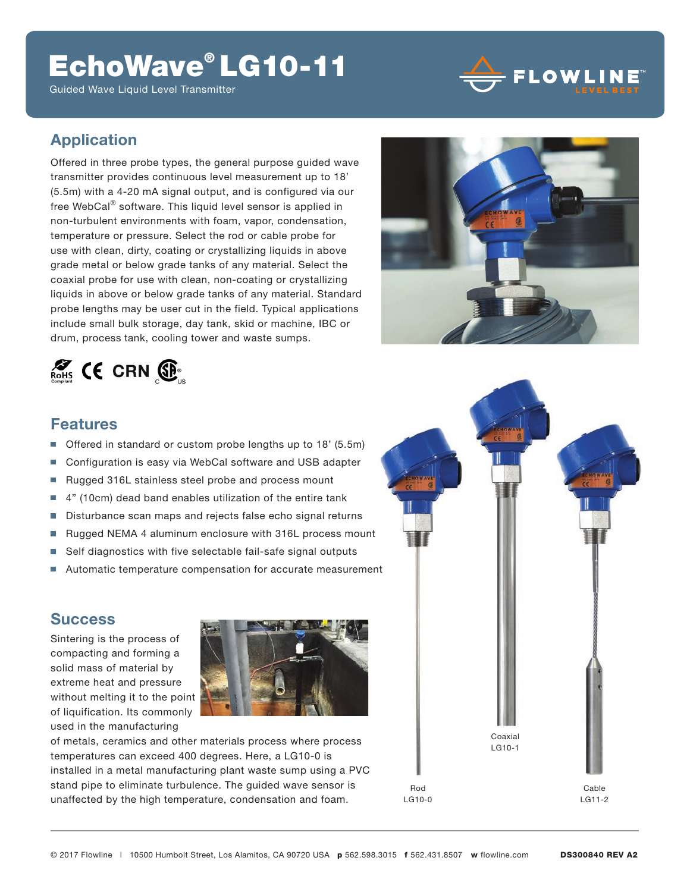# EchoWave® LG10-11

Guided Wave Liquid Level Transmitter

FLOWLINE™ LEVEL BEST

## Application

Offered in three probe types, the general purpose guided wave transmitter provides continuous level measurement up to 18' (5.5m) with a 4-20 mA signal output, and is configured via our free WebCal® software. This liquid level sensor is applied in non-turbulent environments with foam, vapor, condensation, temperature or pressure. Select the rod or cable probe for use with clean, dirty, coating or crystallizing liquids in above grade metal or below grade tanks of any material. Select the coaxial probe for use with clean, non-coating or crystallizing liquids in above or below grade tanks of any material. Standard probe lengths may be user cut in the field. Typical applications include small bulk storage, day tank, skid or machine, IBC or drum, process tank, cooling tower and waste sumps.

RoHS Compliant · CE · CRN · CSA c US

## Features

- Offered in standard or custom probe lengths up to 18' (5.5m)
- Configuration is easy via WebCal software and USB adapter
- Rugged 316L stainless steel probe and process mount
- 4" (10cm) dead band enables utilization of the entire tank
- Disturbance scan maps and rejects false echo signal returns
- Rugged NEMA 4 aluminum enclosure with 316L process mount
- Self diagnostics with five selectable fail-safe signal outputs
- Automatic temperature compensation for accurate measurement

## Success

Sintering is the process of compacting and forming a solid mass of material by extreme heat and pressure without melting it to the point of liquification. Its commonly used in the manufacturing of metals, ceramics and other materials process where process temperatures can exceed 400 degrees. Here, a LG10-0 is installed in a metal manufacturing plant waste sump using a PVC stand pipe to eliminate turbulence. The guided wave sensor is unaffected by the high temperature, condensation and foam.

Rod LG10-0

Coaxial LG10-1

Cable LG11-2

© 2017 Flowline | 10500 Humbolt Street, Los Alamitos, CA 90720 USA **p** 562.598.3015 **f** 562.431.8507 **w** flowline.com **DS300840 REV A2**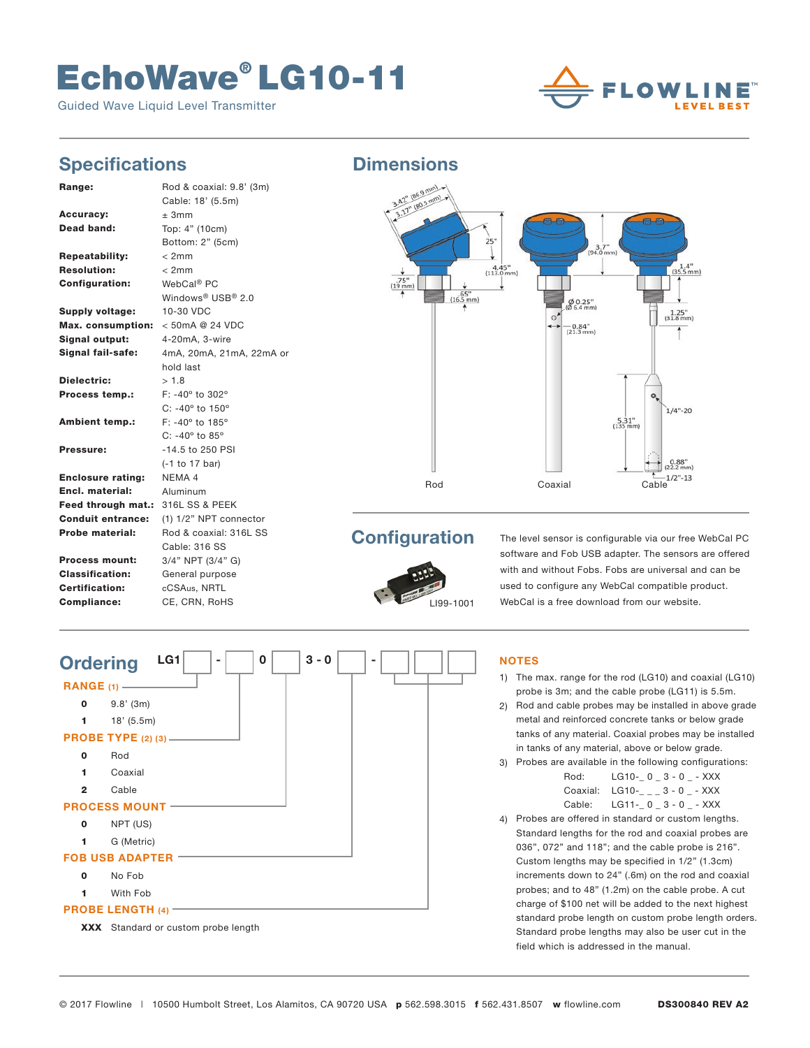# EchoWave® LG10-11

Guided Wave Liquid Level Transmitter

FLOWLINE™ LEVEL BEST

## Specifications

| | |
|---|---|
| **Range:** | Rod & coaxial: 9.8' (3m)<br>Cable: 18' (5.5m) |
| **Accuracy:** | ± 3mm |
| **Dead band:** | Top: 4" (10cm)<br>Bottom: 2" (5cm) |
| **Repeatability:** | < 2mm |
| **Resolution:** | < 2mm |
| **Configuration:** | WebCal® PC<br>Windows® USB® 2.0 |
| **Supply voltage:** | 10-30 VDC |
| **Max. consumption:** | < 50mA @ 24 VDC |
| **Signal output:** | 4-20mA, 3-wire |
| **Signal fail-safe:** | 4mA, 20mA, 21mA, 22mA or hold last |
| **Dielectric:** | > 1.8 |
| **Process temp.:** | F: -40° to 302°<br>C: -40° to 150° |
| **Ambient temp.:** | F: -40° to 185°<br>C: -40° to 85° |
| **Pressure:** | -14.5 to 250 PSI<br>(-1 to 17 bar) |
| **Enclosure rating:** | NEMA 4 |
| **Encl. material:** | Aluminum |
| **Feed through mat.:** | 316L SS & PEEK |
| **Conduit entrance:** | (1) 1/2" NPT connector |
| **Probe material:** | Rod & coaxial: 316L SS<br>Cable: 316 SS |
| **Process mount:** | 3/4" NPT (3/4" G) |
| **Classification:** | General purpose |
| **Certification:** | cCSAus, NRTL |
| **Compliance:** | CE, CRN, RoHS |

## Dimensions

3.42" (86.9 mm)
3.17" (80.5 mm)
25°
4.45" (113.0 mm)
.75" (19 mm)
.65" (16.5 mm)
3.7" (94.0 mm)
Ø 0.25" (Ø 6.4 mm)
0.84" (21.3 mm)
1.4" (35.5 mm)
1.25" (31.8 mm)
5.31" (135 mm)
1/4"-20
0.88" (22.2 mm)
1/2"-13

Rod
Coaxial
Cable

## Configuration

LI99-1001

The level sensor is configurable via our free WebCal PC software and Fob USB adapter. The sensors are offered with and without Fobs. Fobs are universal and can be used to configure any WebCal compatible product. WebCal is a free download from our website.

## Ordering

LG1 ☐ - ☐ 0 ☐ 3 - 0 ☐ - ☐☐☐

**RANGE (1)**

| | |
|---|---|
| **0** | 9.8' (3m) |
| **1** | 18' (5.5m) |

**PROBE TYPE (2) (3)**

| | |
|---|---|
| **0** | Rod |
| **1** | Coaxial |
| **2** | Cable |

**PROCESS MOUNT**

| | |
|---|---|
| **0** | NPT (US) |
| **1** | G (Metric) |

**FOB USB ADAPTER**

| | |
|---|---|
| **0** | No Fob |
| **1** | With Fob |

**PROBE LENGTH (4)**

| | |
|---|---|
| **XXX** | Standard or custom probe length |

### NOTES

1) The max. range for the rod (LG10) and coaxial (LG10) probe is 3m; and the cable probe (LG11) is 5.5m.
2) Rod and cable probes may be installed in above grade metal and reinforced concrete tanks or below grade tanks of any material. Coaxial probes may be installed in tanks of any material, above or below grade.
3) Probes are available in the following configurations:
   - Rod: LG10-_ 0 _ 3 - 0 _ - XXX
   - Coaxial: LG10-_ _ _ 3 - 0 _ - XXX
   - Cable: LG11-_ 0 _ 3 - 0 _ - XXX
4) Probes are offered in standard or custom lengths. Standard lengths for the rod and coaxial probes are 036", 072" and 118"; and the cable probe is 216". Custom lengths may be specified in 1/2" (1.3cm) increments down to 24" (.6m) on the rod and coaxial probes; and to 48" (1.2m) on the cable probe. A cut charge of $100 net will be added to the next highest standard probe length on custom probe length orders. Standard probe lengths may also be user cut in the field which is addressed in the manual.

© 2017 Flowline | 10500 Humbolt Street, Los Alamitos, CA 90720 USA **p** 562.598.3015 **f** 562.431.8507 **w** flowline.com **DS300840 REV A2**